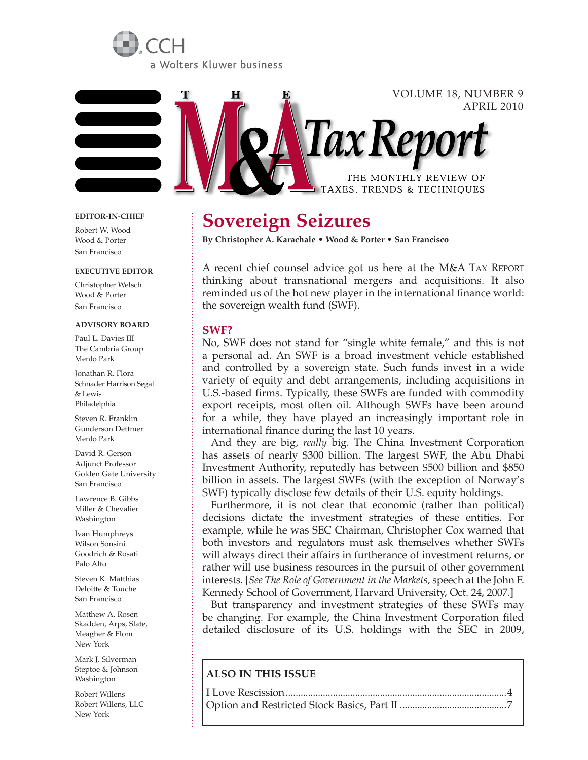CCH

a Wolters Kluwer business

# The M&A Tax Report

VOLUME 18, NUMBER 9
APRIL 2010

THE MONTHLY REVIEW OF TAXES, TRENDS & TECHNIQUES

**EDITOR-IN-CHIEF**

Robert W. Wood
Wood & Porter
San Francisco

**EXECUTIVE EDITOR**

Christopher Welsch
Wood & Porter
San Francisco

**ADVISORY BOARD**

Paul L. Davies III
The Cambria Group
Menlo Park

Jonathan R. Flora
Schnader Harrison Segal & Lewis
Philadelphia

Steven R. Franklin
Gunderson Dettmer
Menlo Park

David R. Gerson
Adjunct Professor
Golden Gate University
San Francisco

Lawrence B. Gibbs
Miller & Chevalier
Washington

Ivan Humphreys
Wilson Sonsini Goodrich & Rosati
Palo Alto

Steven K. Matthias
Deloitte & Touche
San Francisco

Matthew A. Rosen
Skadden, Arps, Slate, Meagher & Flom
New York

Mark J. Silverman
Steptoe & Johnson
Washington

Robert Willens
Robert Willens, LLC
New York

## Sovereign Seizures

**By Christopher A. Karachale • Wood & Porter • San Francisco**

A recent chief counsel advice got us here at the M&A TAX REPORT thinking about transnational mergers and acquisitions. It also reminded us of the hot new player in the international finance world: the sovereign wealth fund (SWF).

### SWF?

No, SWF does not stand for "single white female," and this is not a personal ad. An SWF is a broad investment vehicle established and controlled by a sovereign state. Such funds invest in a wide variety of equity and debt arrangements, including acquisitions in U.S.-based firms. Typically, these SWFs are funded with commodity export receipts, most often oil. Although SWFs have been around for a while, they have played an increasingly important role in international finance during the last 10 years.

And they are big, *really* big. The China Investment Corporation has assets of nearly $300 billion. The largest SWF, the Abu Dhabi Investment Authority, reputedly has between $500 billion and $850 billion in assets. The largest SWFs (with the exception of Norway's SWF) typically disclose few details of their U.S. equity holdings.

Furthermore, it is not clear that economic (rather than political) decisions dictate the investment strategies of these entities. For example, while he was SEC Chairman, Christopher Cox warned that both investors and regulators must ask themselves whether SWFs will always direct their affairs in furtherance of investment returns, or rather will use business resources in the pursuit of other government interests. [*See The Role of Government in the Markets,* speech at the John F. Kennedy School of Government, Harvard University, Oct. 24, 2007.]

But transparency and investment strategies of these SWFs may be changing. For example, the China Investment Corporation filed detailed disclosure of its U.S. holdings with the SEC in 2009,

**ALSO IN THIS ISSUE**

I Love Rescission ........................................ 4
Option and Restricted Stock Basics, Part II ........................................ 7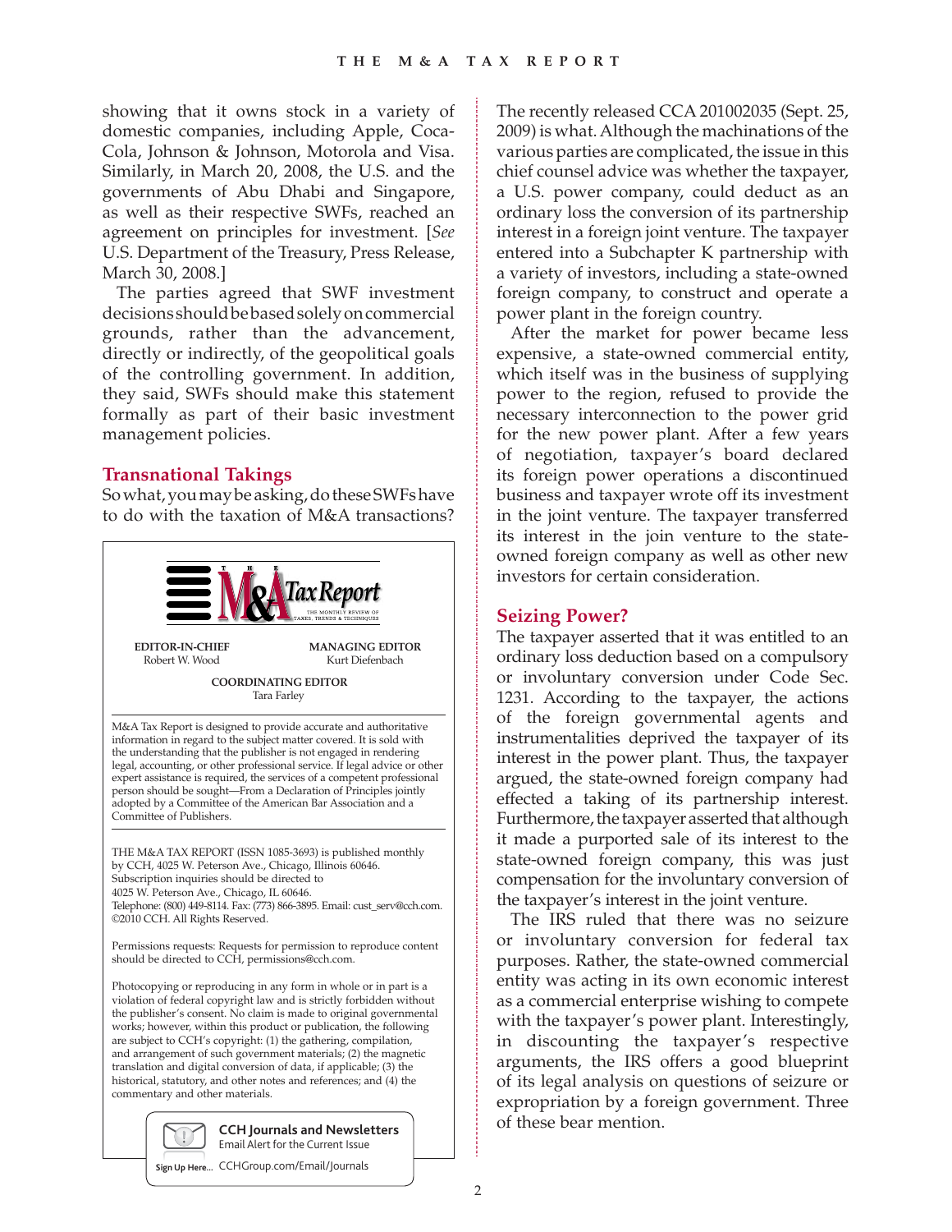showing that it owns stock in a variety of domestic companies, including Apple, Coca-Cola, Johnson & Johnson, Motorola and Visa. Similarly, in March 20, 2008, the U.S. and the governments of Abu Dhabi and Singapore, as well as their respective SWFs, reached an agreement on principles for investment. [*See* U.S. Department of the Treasury, Press Release, March 30, 2008.]

The parties agreed that SWF investment decisions should be based solely on commercial grounds, rather than the advancement, directly or indirectly, of the geopolitical goals of the controlling government. In addition, they said, SWFs should make this statement formally as part of their basic investment management policies.

## Transnational Takings

So what, you may be asking, do these SWFs have to do with the taxation of M&A transactions?

The M&A Tax Report
THE MONTHLY REVIEW OF TAXES, TRENDS & TECHNIQUES

**EDITOR-IN-CHIEF**
Robert W. Wood

**MANAGING EDITOR**
Kurt Diefenbach

**COORDINATING EDITOR**
Tara Farley

M&A Tax Report is designed to provide accurate and authoritative information in regard to the subject matter covered. It is sold with the understanding that the publisher is not engaged in rendering legal, accounting, or other professional service. If legal advice or other expert assistance is required, the services of a competent professional person should be sought—From a Declaration of Principles jointly adopted by a Committee of the American Bar Association and a Committee of Publishers.

THE M&A TAX REPORT (ISSN 1085-3693) is published monthly by CCH, 4025 W. Peterson Ave., Chicago, Illinois 60646. Subscription inquiries should be directed to 4025 W. Peterson Ave., Chicago, IL 60646. Telephone: (800) 449-8114. Fax: (773) 866-3895. Email: cust_serv@cch.com. ©2010 CCH. All Rights Reserved.

Permissions requests: Requests for permission to reproduce content should be directed to CCH, permissions@cch.com.

Photocopying or reproducing in any form in whole or in part is a violation of federal copyright law and is strictly forbidden without the publisher's consent. No claim is made to original governmental works; however, within this product or publication, the following are subject to CCH's copyright: (1) the gathering, compilation, and arrangement of such government materials; (2) the magnetic translation and digital conversion of data, if applicable; (3) the historical, statutory, and other notes and references; and (4) the commentary and other materials.

**CCH Journals and Newsletters**
Email Alert for the Current Issue
Sign Up Here... CCHGroup.com/Email/Journals

The recently released CCA 201002035 (Sept. 25, 2009) is what. Although the machinations of the various parties are complicated, the issue in this chief counsel advice was whether the taxpayer, a U.S. power company, could deduct as an ordinary loss the conversion of its partnership interest in a foreign joint venture. The taxpayer entered into a Subchapter K partnership with a variety of investors, including a state-owned foreign company, to construct and operate a power plant in the foreign country.

After the market for power became less expensive, a state-owned commercial entity, which itself was in the business of supplying power to the region, refused to provide the necessary interconnection to the power grid for the new power plant. After a few years of negotiation, taxpayer's board declared its foreign power operations a discontinued business and taxpayer wrote off its investment in the joint venture. The taxpayer transferred its interest in the join venture to the state-owned foreign company as well as other new investors for certain consideration.

## Seizing Power?

The taxpayer asserted that it was entitled to an ordinary loss deduction based on a compulsory or involuntary conversion under Code Sec. 1231. According to the taxpayer, the actions of the foreign governmental agents and instrumentalities deprived the taxpayer of its interest in the power plant. Thus, the taxpayer argued, the state-owned foreign company had effected a taking of its partnership interest. Furthermore, the taxpayer asserted that although it made a purported sale of its interest to the state-owned foreign company, this was just compensation for the involuntary conversion of the taxpayer's interest in the joint venture.

The IRS ruled that there was no seizure or involuntary conversion for federal tax purposes. Rather, the state-owned commercial entity was acting in its own economic interest as a commercial enterprise wishing to compete with the taxpayer's power plant. Interestingly, in discounting the taxpayer's respective arguments, the IRS offers a good blueprint of its legal analysis on questions of seizure or expropriation by a foreign government. Three of these bear mention.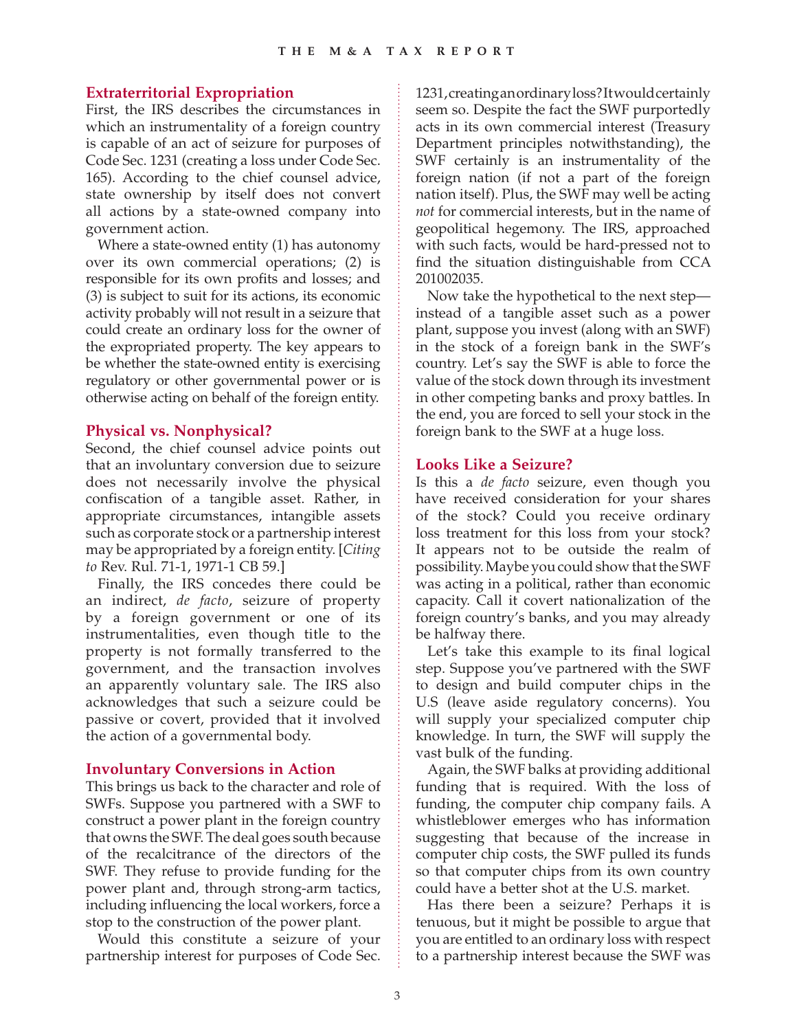## Extraterritorial Expropriation

First, the IRS describes the circumstances in which an instrumentality of a foreign country is capable of an act of seizure for purposes of Code Sec. 1231 (creating a loss under Code Sec. 165). According to the chief counsel advice, state ownership by itself does not convert all actions by a state-owned company into government action.

Where a state-owned entity (1) has autonomy over its own commercial operations; (2) is responsible for its own profits and losses; and (3) is subject to suit for its actions, its economic activity probably will not result in a seizure that could create an ordinary loss for the owner of the expropriated property. The key appears to be whether the state-owned entity is exercising regulatory or other governmental power or is otherwise acting on behalf of the foreign entity.

## Physical vs. Nonphysical?

Second, the chief counsel advice points out that an involuntary conversion due to seizure does not necessarily involve the physical confiscation of a tangible asset. Rather, in appropriate circumstances, intangible assets such as corporate stock or a partnership interest may be appropriated by a foreign entity. [*Citing to* Rev. Rul. 71-1, 1971-1 CB 59.]

Finally, the IRS concedes there could be an indirect, *de facto*, seizure of property by a foreign government or one of its instrumentalities, even though title to the property is not formally transferred to the government, and the transaction involves an apparently voluntary sale. The IRS also acknowledges that such a seizure could be passive or covert, provided that it involved the action of a governmental body.

## Involuntary Conversions in Action

This brings us back to the character and role of SWFs. Suppose you partnered with a SWF to construct a power plant in the foreign country that owns the SWF. The deal goes south because of the recalcitrance of the directors of the SWF. They refuse to provide funding for the power plant and, through strong-arm tactics, including influencing the local workers, force a stop to the construction of the power plant.

Would this constitute a seizure of your partnership interest for purposes of Code Sec. 1231, creating an ordinary loss? It would certainly seem so. Despite the fact the SWF purportedly acts in its own commercial interest (Treasury Department principles notwithstanding), the SWF certainly is an instrumentality of the foreign nation (if not a part of the foreign nation itself). Plus, the SWF may well be acting *not* for commercial interests, but in the name of geopolitical hegemony. The IRS, approached with such facts, would be hard-pressed not to find the situation distinguishable from CCA 201002035.

Now take the hypothetical to the next step—instead of a tangible asset such as a power plant, suppose you invest (along with an SWF) in the stock of a foreign bank in the SWF's country. Let's say the SWF is able to force the value of the stock down through its investment in other competing banks and proxy battles. In the end, you are forced to sell your stock in the foreign bank to the SWF at a huge loss.

## Looks Like a Seizure?

Is this a *de facto* seizure, even though you have received consideration for your shares of the stock? Could you receive ordinary loss treatment for this loss from your stock? It appears not to be outside the realm of possibility. Maybe you could show that the SWF was acting in a political, rather than economic capacity. Call it covert nationalization of the foreign country's banks, and you may already be halfway there.

Let's take this example to its final logical step. Suppose you've partnered with the SWF to design and build computer chips in the U.S (leave aside regulatory concerns). You will supply your specialized computer chip knowledge. In turn, the SWF will supply the vast bulk of the funding.

Again, the SWF balks at providing additional funding that is required. With the loss of funding, the computer chip company fails. A whistleblower emerges who has information suggesting that because of the increase in computer chip costs, the SWF pulled its funds so that computer chips from its own country could have a better shot at the U.S. market.

Has there been a seizure? Perhaps it is tenuous, but it might be possible to argue that you are entitled to an ordinary loss with respect to a partnership interest because the SWF was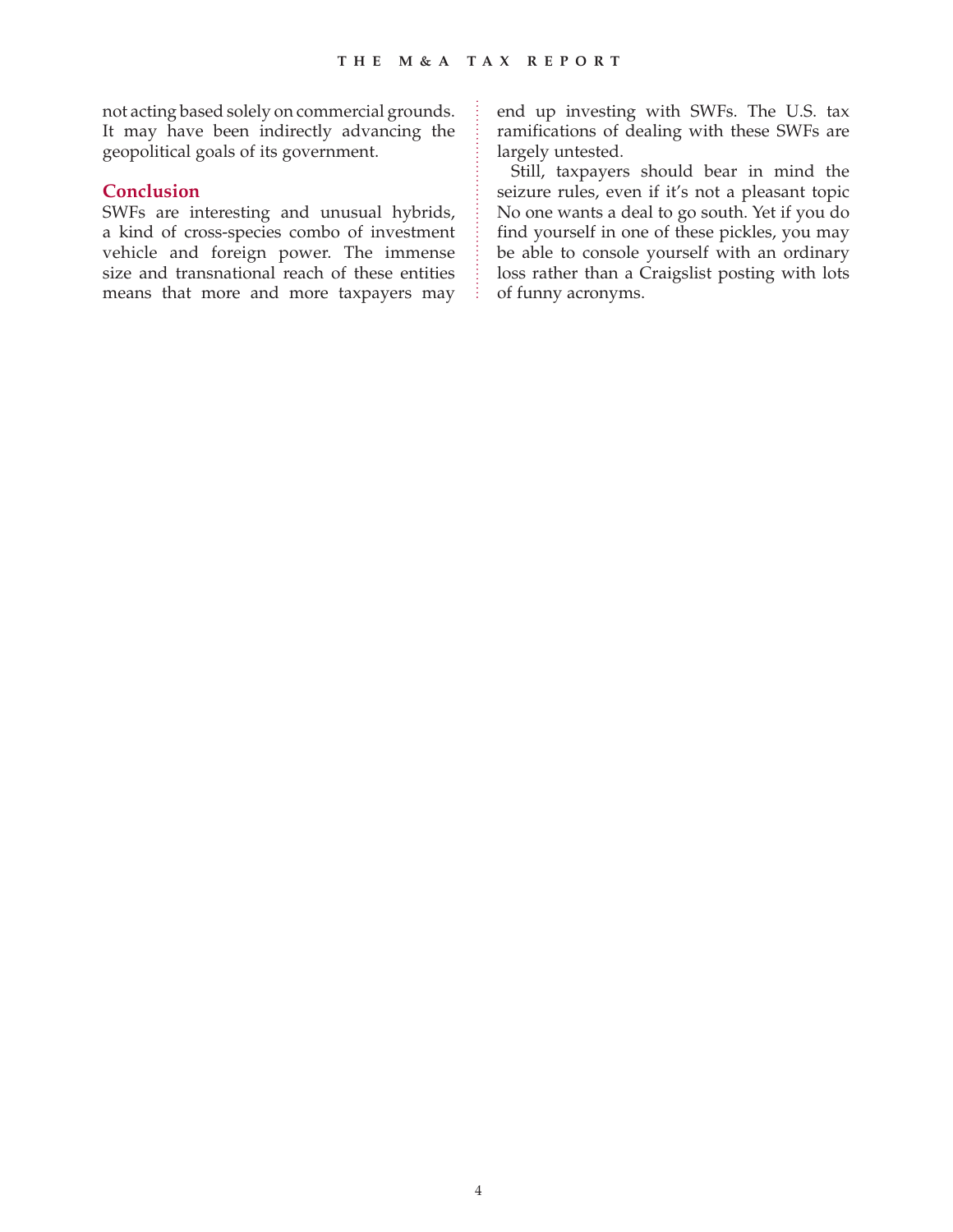not acting based solely on commercial grounds. It may have been indirectly advancing the geopolitical goals of its government.

## Conclusion

SWFs are interesting and unusual hybrids, a kind of cross-species combo of investment vehicle and foreign power. The immense size and transnational reach of these entities means that more and more taxpayers may end up investing with SWFs. The U.S. tax ramifications of dealing with these SWFs are largely untested.

Still, taxpayers should bear in mind the seizure rules, even if it's not a pleasant topic No one wants a deal to go south. Yet if you do find yourself in one of these pickles, you may be able to console yourself with an ordinary loss rather than a Craigslist posting with lots of funny acronyms.